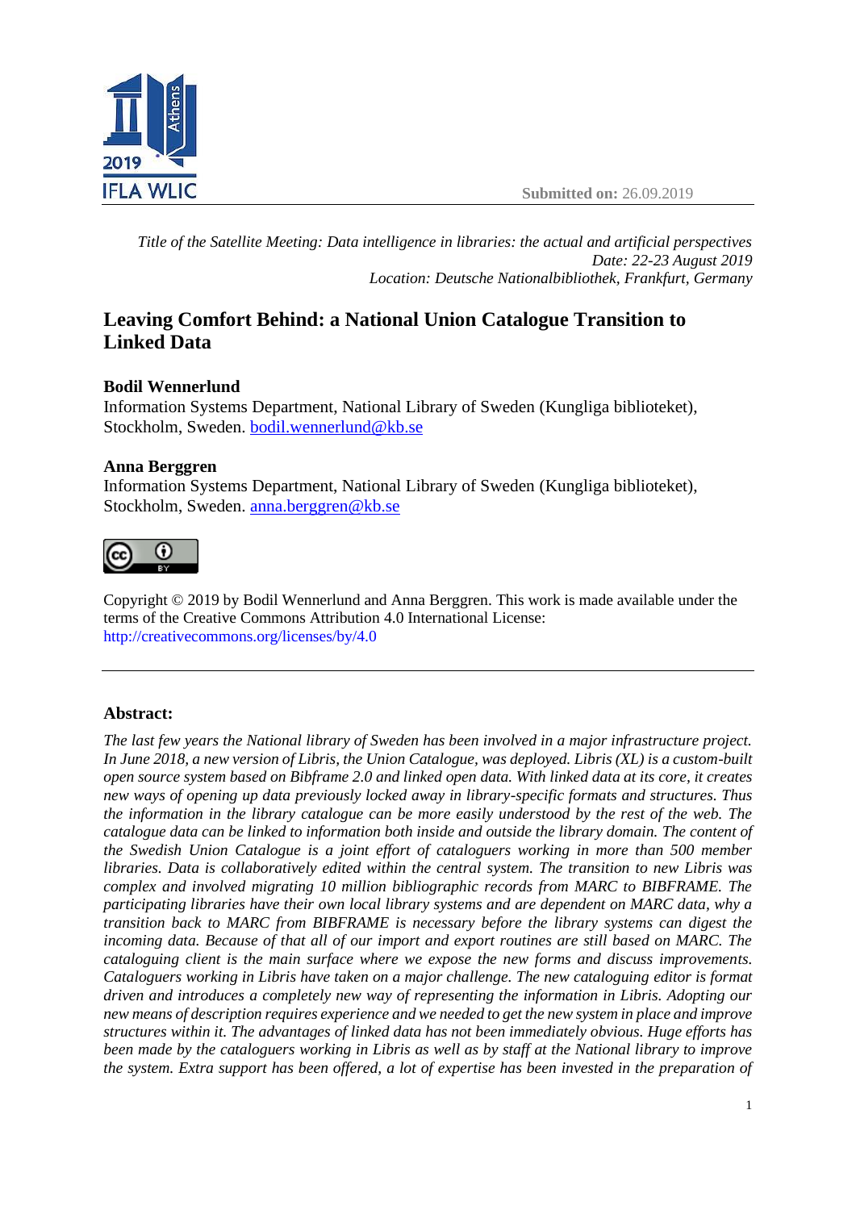Submitted on: 26.09.2019

*Title of the Satellite Meeting: Data intelligence in libraries: the actual and artificial perspectives*
*Date: 22-23 August 2019*
*Location: Deutsche Nationalbibliothek, Frankfurt, Germany*

# Leaving Comfort Behind: a National Union Catalogue Transition to Linked Data

**Bodil Wennerlund**
Information Systems Department, National Library of Sweden (Kungliga biblioteket), Stockholm, Sweden. bodil.wennerlund@kb.se

**Anna Berggren**
Information Systems Department, National Library of Sweden (Kungliga biblioteket), Stockholm, Sweden. anna.berggren@kb.se

Copyright © 2019 by Bodil Wennerlund and Anna Berggren. This work is made available under the terms of the Creative Commons Attribution 4.0 International License: http://creativecommons.org/licenses/by/4.0

---

**Abstract:**

*The last few years the National library of Sweden has been involved in a major infrastructure project. In June 2018, a new version of Libris, the Union Catalogue, was deployed. Libris (XL) is a custom-built open source system based on Bibframe 2.0 and linked open data. With linked data at its core, it creates new ways of opening up data previously locked away in library-specific formats and structures. Thus the information in the library catalogue can be more easily understood by the rest of the web. The catalogue data can be linked to information both inside and outside the library domain. The content of the Swedish Union Catalogue is a joint effort of cataloguers working in more than 500 member libraries. Data is collaboratively edited within the central system. The transition to new Libris was complex and involved migrating 10 million bibliographic records from MARC to BIBFRAME. The participating libraries have their own local library systems and are dependent on MARC data, why a transition back to MARC from BIBFRAME is necessary before the library systems can digest the incoming data. Because of that all of our import and export routines are still based on MARC. The cataloguing client is the main surface where we expose the new forms and discuss improvements. Cataloguers working in Libris have taken on a major challenge. The new cataloguing editor is format driven and introduces a completely new way of representing the information in Libris. Adopting our new means of description requires experience and we needed to get the new system in place and improve structures within it. The advantages of linked data has not been immediately obvious. Huge efforts has been made by the cataloguers working in Libris as well as by staff at the National library to improve the system. Extra support has been offered, a lot of expertise has been invested in the preparation of*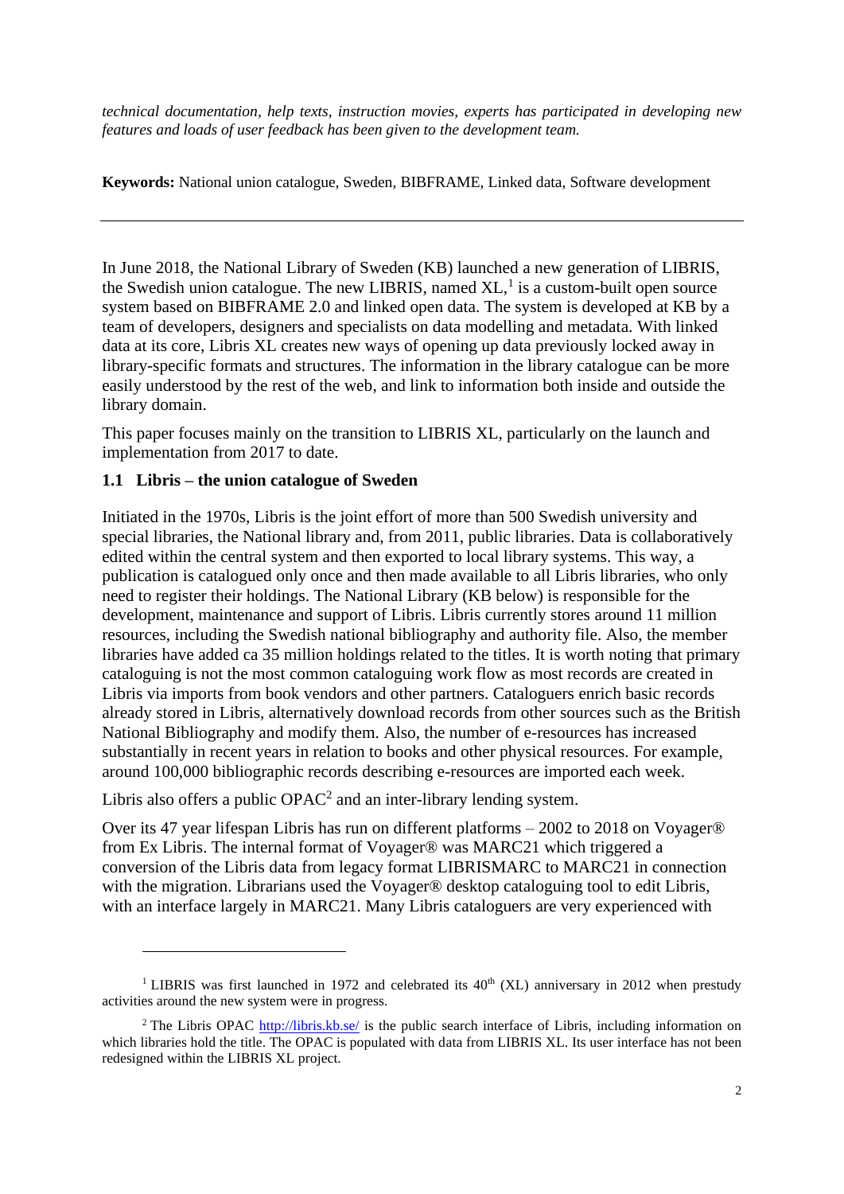*technical documentation, help texts, instruction movies, experts has participated in developing new features and loads of user feedback has been given to the development team.*

**Keywords:** National union catalogue, Sweden, BIBFRAME, Linked data, Software development

---

In June 2018, the National Library of Sweden (KB) launched a new generation of LIBRIS, the Swedish union catalogue. The new LIBRIS, named XL,[1] is a custom-built open source system based on BIBFRAME 2.0 and linked open data. The system is developed at KB by a team of developers, designers and specialists on data modelling and metadata. With linked data at its core, Libris XL creates new ways of opening up data previously locked away in library-specific formats and structures. The information in the library catalogue can be more easily understood by the rest of the web, and link to information both inside and outside the library domain.

This paper focuses mainly on the transition to LIBRIS XL, particularly on the launch and implementation from 2017 to date.

### 1.1 Libris – the union catalogue of Sweden

Initiated in the 1970s, Libris is the joint effort of more than 500 Swedish university and special libraries, the National library and, from 2011, public libraries. Data is collaboratively edited within the central system and then exported to local library systems. This way, a publication is catalogued only once and then made available to all Libris libraries, who only need to register their holdings. The National Library (KB below) is responsible for the development, maintenance and support of Libris. Libris currently stores around 11 million resources, including the Swedish national bibliography and authority file. Also, the member libraries have added ca 35 million holdings related to the titles. It is worth noting that primary cataloguing is not the most common cataloguing work flow as most records are created in Libris via imports from book vendors and other partners. Cataloguers enrich basic records already stored in Libris, alternatively download records from other sources such as the British National Bibliography and modify them. Also, the number of e-resources has increased substantially in recent years in relation to books and other physical resources. For example, around 100,000 bibliographic records describing e-resources are imported each week.

Libris also offers a public OPAC[2] and an inter-library lending system.

Over its 47 year lifespan Libris has run on different platforms – 2002 to 2018 on Voyager® from Ex Libris. The internal format of Voyager® was MARC21 which triggered a conversion of the Libris data from legacy format LIBRISMARC to MARC21 in connection with the migration. Librarians used the Voyager® desktop cataloguing tool to edit Libris, with an interface largely in MARC21. Many Libris cataloguers are very experienced with

---

[1] LIBRIS was first launched in 1972 and celebrated its 40th (XL) anniversary in 2012 when prestudy activities around the new system were in progress.

[2] The Libris OPAC http://libris.kb.se/ is the public search interface of Libris, including information on which libraries hold the title. The OPAC is populated with data from LIBRIS XL. Its user interface has not been redesigned within the LIBRIS XL project.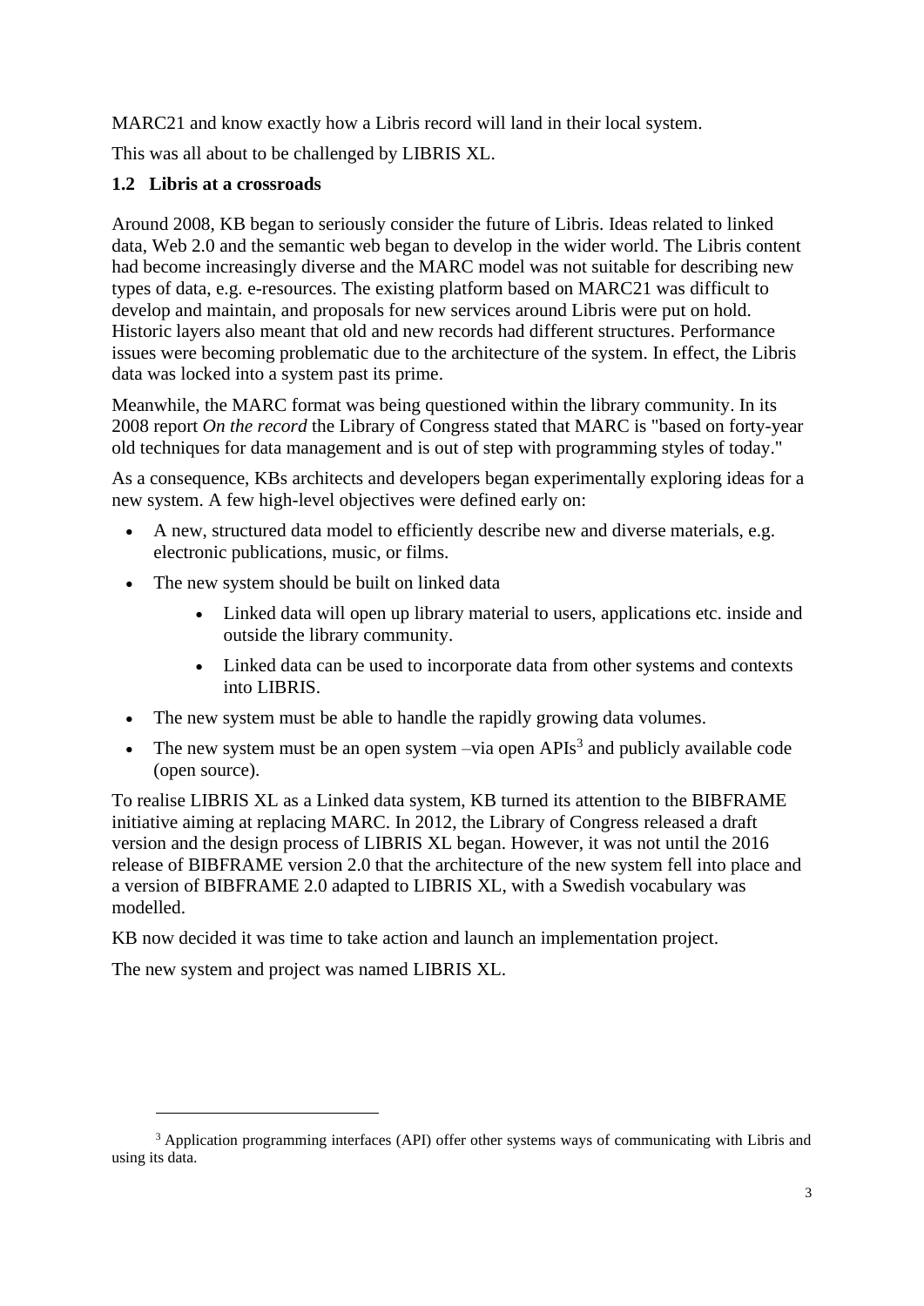MARC21 and know exactly how a Libris record will land in their local system.

This was all about to be challenged by LIBRIS XL.

### 1.2 Libris at a crossroads

Around 2008, KB began to seriously consider the future of Libris. Ideas related to linked data, Web 2.0 and the semantic web began to develop in the wider world. The Libris content had become increasingly diverse and the MARC model was not suitable for describing new types of data, e.g. e-resources. The existing platform based on MARC21 was difficult to develop and maintain, and proposals for new services around Libris were put on hold. Historic layers also meant that old and new records had different structures. Performance issues were becoming problematic due to the architecture of the system. In effect, the Libris data was locked into a system past its prime.

Meanwhile, the MARC format was being questioned within the library community. In its 2008 report *On the record* the Library of Congress stated that MARC is "based on forty-year old techniques for data management and is out of step with programming styles of today."

As a consequence, KBs architects and developers began experimentally exploring ideas for a new system. A few high-level objectives were defined early on:

- A new, structured data model to efficiently describe new and diverse materials, e.g. electronic publications, music, or films.
- The new system should be built on linked data
    - Linked data will open up library material to users, applications etc. inside and outside the library community.
    - Linked data can be used to incorporate data from other systems and contexts into LIBRIS.
- The new system must be able to handle the rapidly growing data volumes.
- The new system must be an open system –via open APIs[3] and publicly available code (open source).

To realise LIBRIS XL as a Linked data system, KB turned its attention to the BIBFRAME initiative aiming at replacing MARC. In 2012, the Library of Congress released a draft version and the design process of LIBRIS XL began. However, it was not until the 2016 release of BIBFRAME version 2.0 that the architecture of the new system fell into place and a version of BIBFRAME 2.0 adapted to LIBRIS XL, with a Swedish vocabulary was modelled.

KB now decided it was time to take action and launch an implementation project.

The new system and project was named LIBRIS XL.

---

[3] Application programming interfaces (API) offer other systems ways of communicating with Libris and using its data.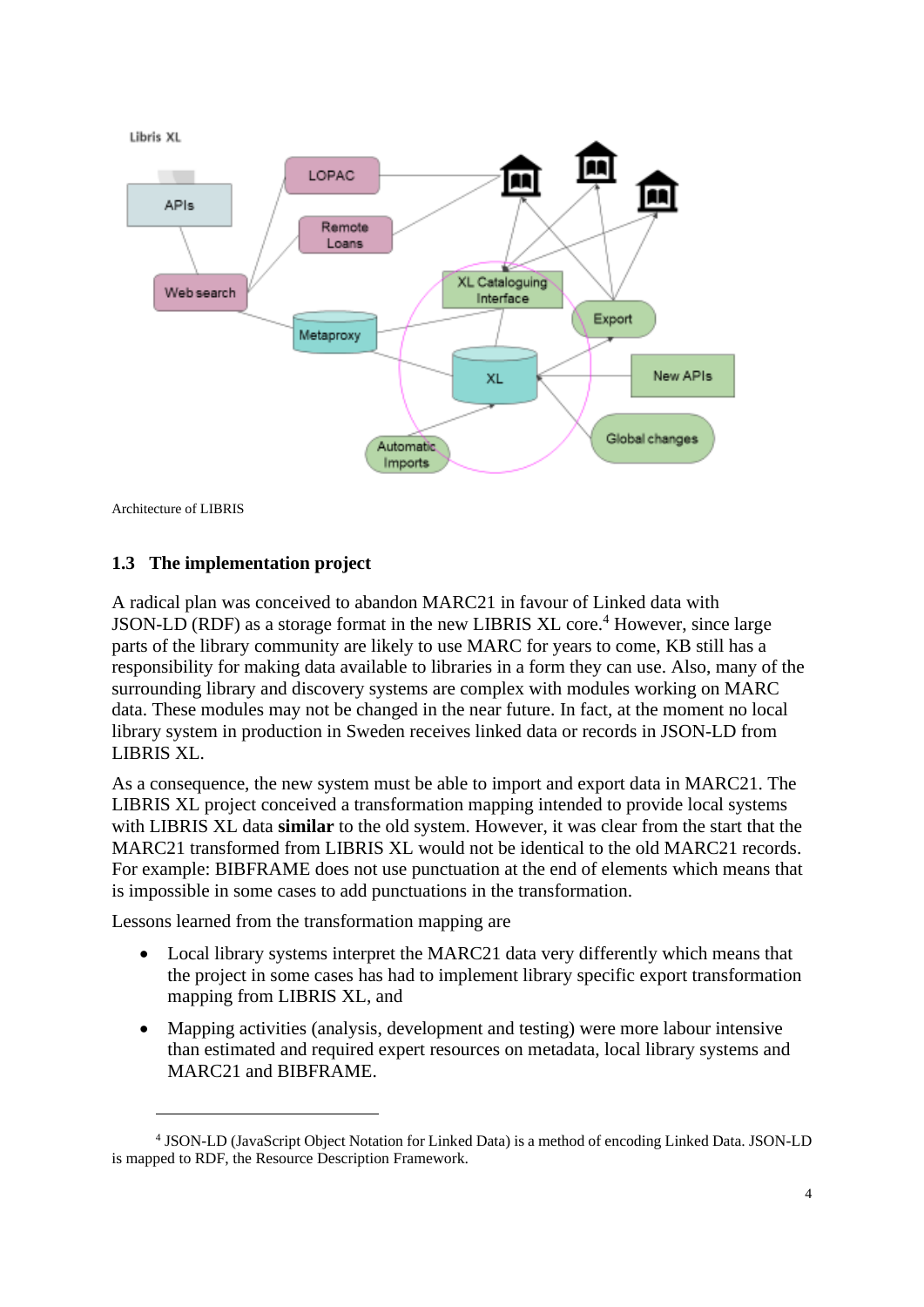Architecture of LIBRIS

## 1.3 The implementation project

A radical plan was conceived to abandon MARC21 in favour of Linked data with JSON-LD (RDF) as a storage format in the new LIBRIS XL core.[4] However, since large parts of the library community are likely to use MARC for years to come, KB still has a responsibility for making data available to libraries in a form they can use. Also, many of the surrounding library and discovery systems are complex with modules working on MARC data. These modules may not be changed in the near future. In fact, at the moment no local library system in production in Sweden receives linked data or records in JSON-LD from LIBRIS XL.

As a consequence, the new system must be able to import and export data in MARC21. The LIBRIS XL project conceived a transformation mapping intended to provide local systems with LIBRIS XL data **similar** to the old system. However, it was clear from the start that the MARC21 transformed from LIBRIS XL would not be identical to the old MARC21 records. For example: BIBFRAME does not use punctuation at the end of elements which means that is impossible in some cases to add punctuations in the transformation.

Lessons learned from the transformation mapping are

- Local library systems interpret the MARC21 data very differently which means that the project in some cases has had to implement library specific export transformation mapping from LIBRIS XL, and
- Mapping activities (analysis, development and testing) were more labour intensive than estimated and required expert resources on metadata, local library systems and MARC21 and BIBFRAME.

[4] JSON-LD (JavaScript Object Notation for Linked Data) is a method of encoding Linked Data. JSON-LD is mapped to RDF, the Resource Description Framework.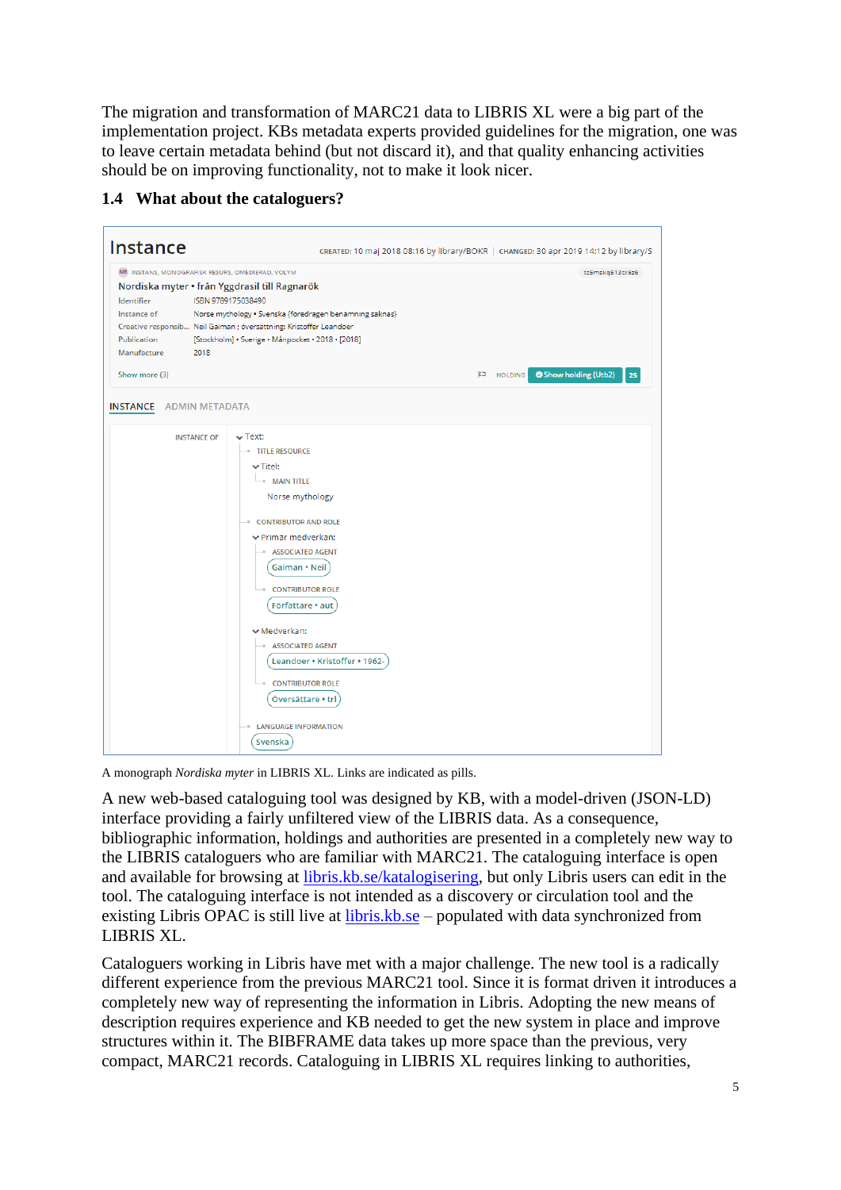The migration and transformation of MARC21 data to LIBRIS XL were a big part of the implementation project. KBs metadata experts provided guidelines for the migration, one was to leave certain metadata behind (but not discard it), and that quality enhancing activities should be on improving functionality, not to make it look nicer.

### 1.4 What about the cataloguers?

A monograph *Nordiska myter* in LIBRIS XL. Links are indicated as pills.

A new web-based cataloguing tool was designed by KB, with a model-driven (JSON-LD) interface providing a fairly unfiltered view of the LIBRIS data. As a consequence, bibliographic information, holdings and authorities are presented in a completely new way to the LIBRIS cataloguers who are familiar with MARC21. The cataloguing interface is open and available for browsing at [libris.kb.se/katalogisering](libris.kb.se/katalogisering), but only Libris users can edit in the tool. The cataloguing interface is not intended as a discovery or circulation tool and the existing Libris OPAC is still live at [libris.kb.se](libris.kb.se) – populated with data synchronized from LIBRIS XL.

Cataloguers working in Libris have met with a major challenge. The new tool is a radically different experience from the previous MARC21 tool. Since it is format driven it introduces a completely new way of representing the information in Libris. Adopting the new means of description requires experience and KB needed to get the new system in place and improve structures within it. The BIBFRAME data takes up more space than the previous, very compact, MARC21 records. Cataloguing in LIBRIS XL requires linking to authorities,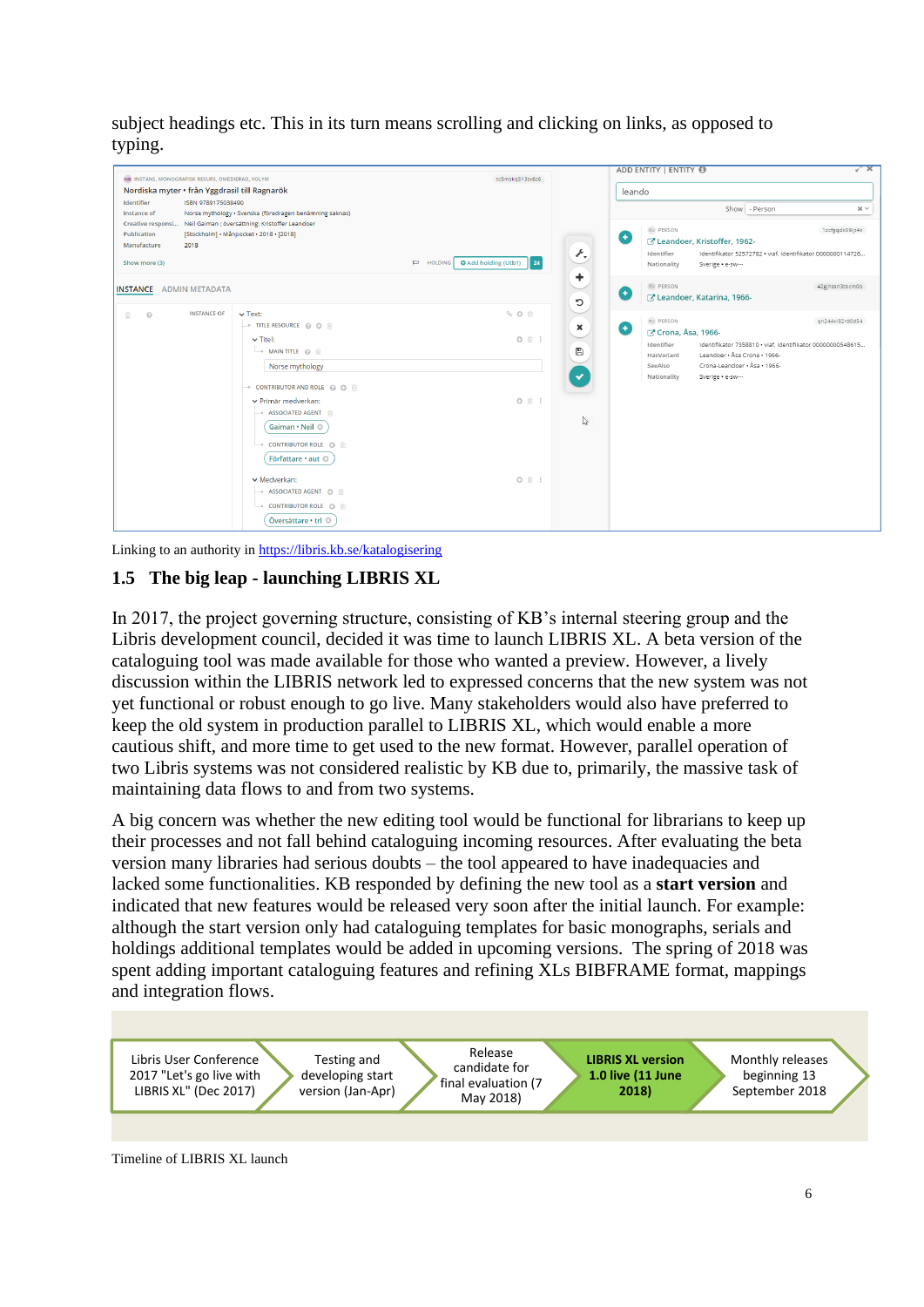subject headings etc. This in its turn means scrolling and clicking on links, as opposed to typing.

Linking to an authority in https://libris.kb.se/katalogisering

## 1.5 The big leap - launching LIBRIS XL

In 2017, the project governing structure, consisting of KB's internal steering group and the Libris development council, decided it was time to launch LIBRIS XL. A beta version of the cataloguing tool was made available for those who wanted a preview. However, a lively discussion within the LIBRIS network led to expressed concerns that the new system was not yet functional or robust enough to go live. Many stakeholders would also have preferred to keep the old system in production parallel to LIBRIS XL, which would enable a more cautious shift, and more time to get used to the new format. However, parallel operation of two Libris systems was not considered realistic by KB due to, primarily, the massive task of maintaining data flows to and from two systems.

A big concern was whether the new editing tool would be functional for librarians to keep up their processes and not fall behind cataloguing incoming resources. After evaluating the beta version many libraries had serious doubts – the tool appeared to have inadequacies and lacked some functionalities. KB responded by defining the new tool as a **start version** and indicated that new features would be released very soon after the initial launch. For example: although the start version only had cataloguing templates for basic monographs, serials and holdings additional templates would be added in upcoming versions. The spring of 2018 was spent adding important cataloguing features and refining XLs BIBFRAME format, mappings and integration flows.

Libris User Conference 2017 "Let's go live with LIBRIS XL" (Dec 2017) → Testing and developing start version (Jan-Apr) → Release candidate for final evaluation (7 May 2018) → **LIBRIS XL version 1.0 live (11 June 2018)** → Monthly releases beginning 13 September 2018

Timeline of LIBRIS XL launch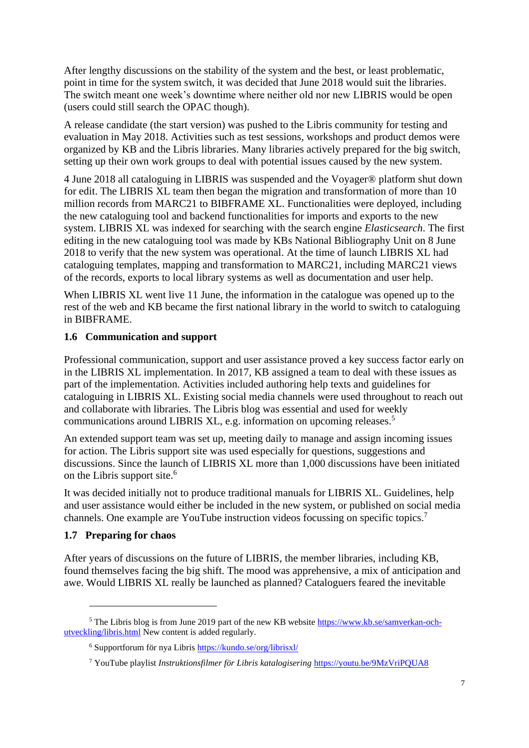After lengthy discussions on the stability of the system and the best, or least problematic, point in time for the system switch, it was decided that June 2018 would suit the libraries. The switch meant one week's downtime where neither old nor new LIBRIS would be open (users could still search the OPAC though).

A release candidate (the start version) was pushed to the Libris community for testing and evaluation in May 2018. Activities such as test sessions, workshops and product demos were organized by KB and the Libris libraries. Many libraries actively prepared for the big switch, setting up their own work groups to deal with potential issues caused by the new system.

4 June 2018 all cataloguing in LIBRIS was suspended and the Voyager® platform shut down for edit. The LIBRIS XL team then began the migration and transformation of more than 10 million records from MARC21 to BIBFRAME XL. Functionalities were deployed, including the new cataloguing tool and backend functionalities for imports and exports to the new system. LIBRIS XL was indexed for searching with the search engine *Elasticsearch*. The first editing in the new cataloguing tool was made by KBs National Bibliography Unit on 8 June 2018 to verify that the new system was operational. At the time of launch LIBRIS XL had cataloguing templates, mapping and transformation to MARC21, including MARC21 views of the records, exports to local library systems as well as documentation and user help.

When LIBRIS XL went live 11 June, the information in the catalogue was opened up to the rest of the web and KB became the first national library in the world to switch to cataloguing in BIBFRAME.

### 1.6 Communication and support

Professional communication, support and user assistance proved a key success factor early on in the LIBRIS XL implementation. In 2017, KB assigned a team to deal with these issues as part of the implementation. Activities included authoring help texts and guidelines for cataloguing in LIBRIS XL. Existing social media channels were used throughout to reach out and collaborate with libraries. The Libris blog was essential and used for weekly communications around LIBRIS XL, e.g. information on upcoming releases.[5]

An extended support team was set up, meeting daily to manage and assign incoming issues for action. The Libris support site was used especially for questions, suggestions and discussions. Since the launch of LIBRIS XL more than 1,000 discussions have been initiated on the Libris support site.[6]

It was decided initially not to produce traditional manuals for LIBRIS XL. Guidelines, help and user assistance would either be included in the new system, or published on social media channels. One example are YouTube instruction videos focussing on specific topics.[7]

### 1.7 Preparing for chaos

After years of discussions on the future of LIBRIS, the member libraries, including KB, found themselves facing the big shift. The mood was apprehensive, a mix of anticipation and awe. Would LIBRIS XL really be launched as planned? Cataloguers feared the inevitable

---

[5] The Libris blog is from June 2019 part of the new KB website https://www.kb.se/samverkan-och-utveckling/libris.html New content is added regularly.

[6] Supportforum för nya Libris https://kundo.se/org/librisxl/

[7] YouTube playlist *Instruktionsfilmer för Libris katalogisering* https://youtu.be/9MzVriPQUA8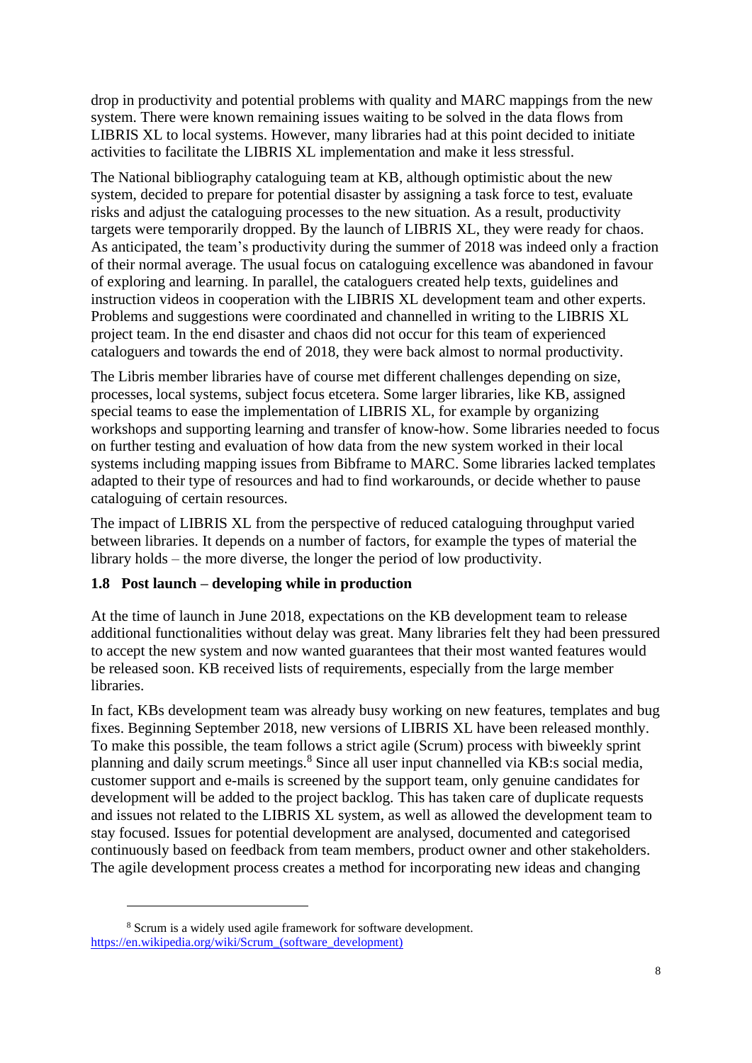drop in productivity and potential problems with quality and MARC mappings from the new system. There were known remaining issues waiting to be solved in the data flows from LIBRIS XL to local systems. However, many libraries had at this point decided to initiate activities to facilitate the LIBRIS XL implementation and make it less stressful.

The National bibliography cataloguing team at KB, although optimistic about the new system, decided to prepare for potential disaster by assigning a task force to test, evaluate risks and adjust the cataloguing processes to the new situation. As a result, productivity targets were temporarily dropped. By the launch of LIBRIS XL, they were ready for chaos. As anticipated, the team's productivity during the summer of 2018 was indeed only a fraction of their normal average. The usual focus on cataloguing excellence was abandoned in favour of exploring and learning. In parallel, the cataloguers created help texts, guidelines and instruction videos in cooperation with the LIBRIS XL development team and other experts. Problems and suggestions were coordinated and channelled in writing to the LIBRIS XL project team. In the end disaster and chaos did not occur for this team of experienced cataloguers and towards the end of 2018, they were back almost to normal productivity.

The Libris member libraries have of course met different challenges depending on size, processes, local systems, subject focus etcetera. Some larger libraries, like KB, assigned special teams to ease the implementation of LIBRIS XL, for example by organizing workshops and supporting learning and transfer of know-how. Some libraries needed to focus on further testing and evaluation of how data from the new system worked in their local systems including mapping issues from Bibframe to MARC. Some libraries lacked templates adapted to their type of resources and had to find workarounds, or decide whether to pause cataloguing of certain resources.

The impact of LIBRIS XL from the perspective of reduced cataloguing throughput varied between libraries. It depends on a number of factors, for example the types of material the library holds – the more diverse, the longer the period of low productivity.

### 1.8 Post launch – developing while in production

At the time of launch in June 2018, expectations on the KB development team to release additional functionalities without delay was great. Many libraries felt they had been pressured to accept the new system and now wanted guarantees that their most wanted features would be released soon. KB received lists of requirements, especially from the large member libraries.

In fact, KBs development team was already busy working on new features, templates and bug fixes. Beginning September 2018, new versions of LIBRIS XL have been released monthly. To make this possible, the team follows a strict agile (Scrum) process with biweekly sprint planning and daily scrum meetings.[8] Since all user input channelled via KB:s social media, customer support and e-mails is screened by the support team, only genuine candidates for development will be added to the project backlog. This has taken care of duplicate requests and issues not related to the LIBRIS XL system, as well as allowed the development team to stay focused. Issues for potential development are analysed, documented and categorised continuously based on feedback from team members, product owner and other stakeholders. The agile development process creates a method for incorporating new ideas and changing

[8] Scrum is a widely used agile framework for software development. https://en.wikipedia.org/wiki/Scrum_(software_development)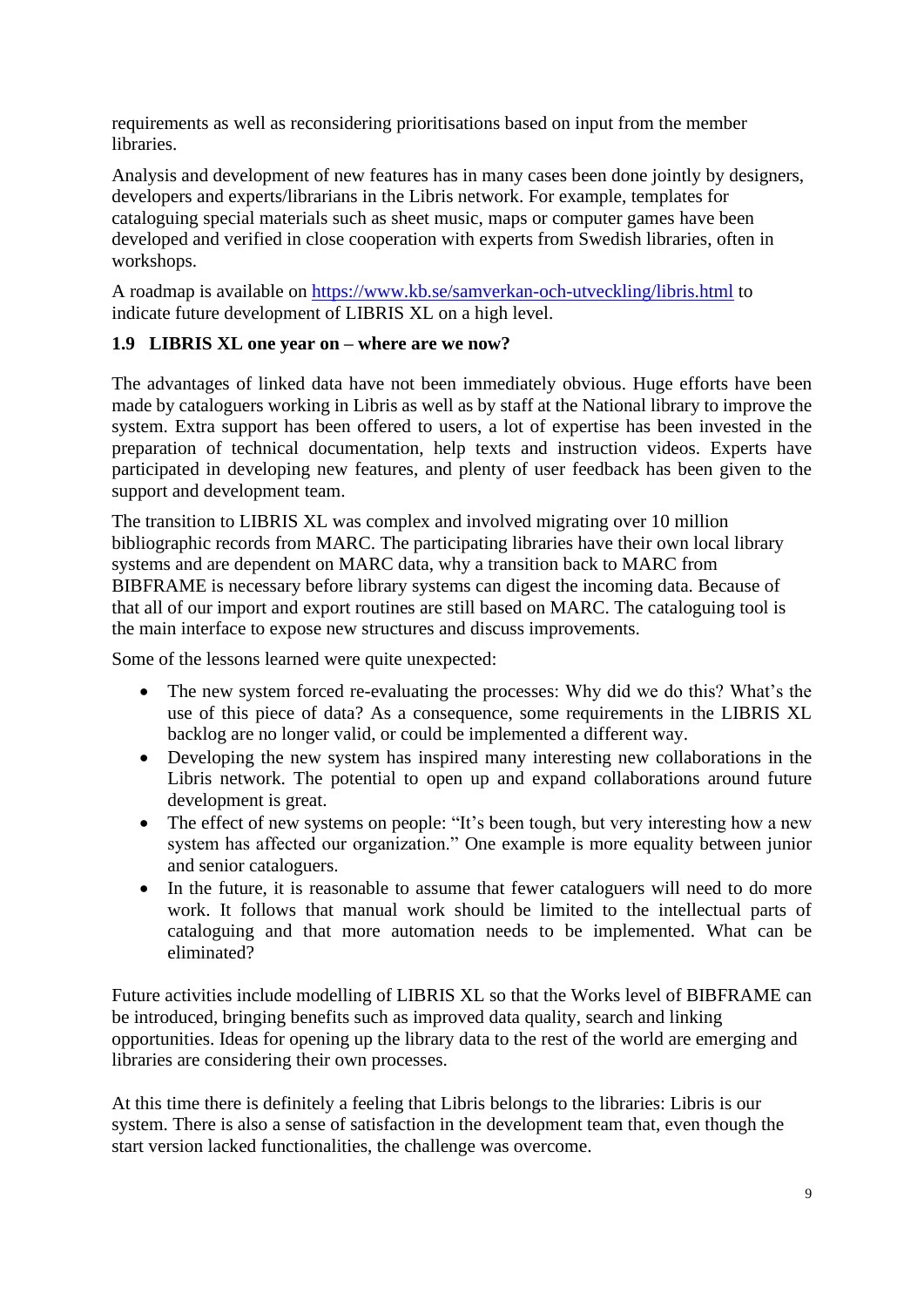requirements as well as reconsidering prioritisations based on input from the member libraries.

Analysis and development of new features has in many cases been done jointly by designers, developers and experts/librarians in the Libris network. For example, templates for cataloguing special materials such as sheet music, maps or computer games have been developed and verified in close cooperation with experts from Swedish libraries, often in workshops.

A roadmap is available on [https://www.kb.se/samverkan-och-utveckling/libris.html](https://www.kb.se/samverkan-och-utveckling/libris.html) to indicate future development of LIBRIS XL on a high level.

### 1.9 LIBRIS XL one year on – where are we now?

The advantages of linked data have not been immediately obvious. Huge efforts have been made by cataloguers working in Libris as well as by staff at the National library to improve the system. Extra support has been offered to users, a lot of expertise has been invested in the preparation of technical documentation, help texts and instruction videos. Experts have participated in developing new features, and plenty of user feedback has been given to the support and development team.

The transition to LIBRIS XL was complex and involved migrating over 10 million bibliographic records from MARC. The participating libraries have their own local library systems and are dependent on MARC data, why a transition back to MARC from BIBFRAME is necessary before library systems can digest the incoming data. Because of that all of our import and export routines are still based on MARC. The cataloguing tool is the main interface to expose new structures and discuss improvements.

Some of the lessons learned were quite unexpected:

- The new system forced re-evaluating the processes: Why did we do this? What's the use of this piece of data? As a consequence, some requirements in the LIBRIS XL backlog are no longer valid, or could be implemented a different way.
- Developing the new system has inspired many interesting new collaborations in the Libris network. The potential to open up and expand collaborations around future development is great.
- The effect of new systems on people: "It's been tough, but very interesting how a new system has affected our organization." One example is more equality between junior and senior cataloguers.
- In the future, it is reasonable to assume that fewer cataloguers will need to do more work. It follows that manual work should be limited to the intellectual parts of cataloguing and that more automation needs to be implemented. What can be eliminated?

Future activities include modelling of LIBRIS XL so that the Works level of BIBFRAME can be introduced, bringing benefits such as improved data quality, search and linking opportunities. Ideas for opening up the library data to the rest of the world are emerging and libraries are considering their own processes.

At this time there is definitely a feeling that Libris belongs to the libraries: Libris is our system. There is also a sense of satisfaction in the development team that, even though the start version lacked functionalities, the challenge was overcome.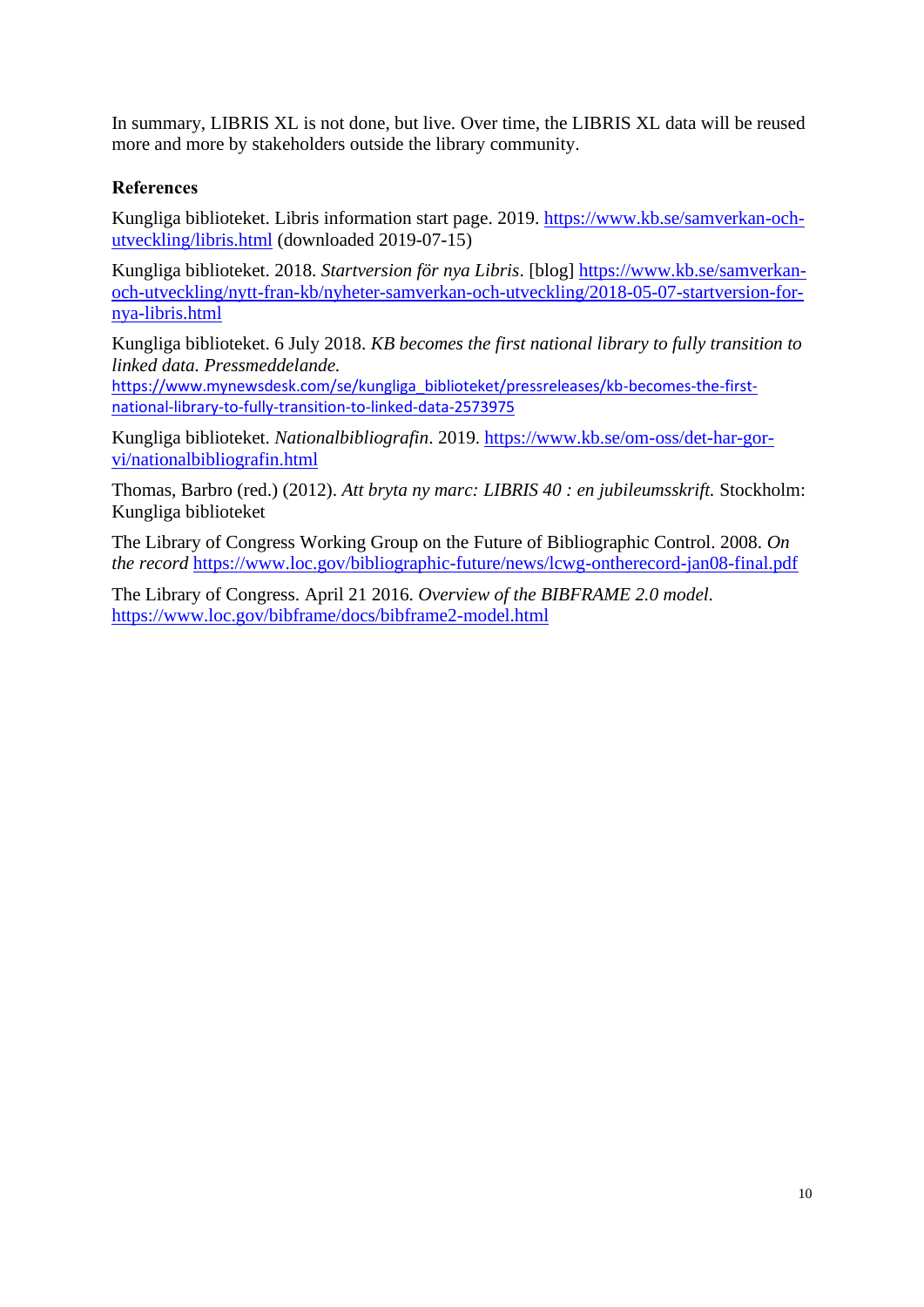In summary, LIBRIS XL is not done, but live. Over time, the LIBRIS XL data will be reused more and more by stakeholders outside the library community.

**References**

Kungliga biblioteket. Libris information start page. 2019. https://www.kb.se/samverkan-och-utveckling/libris.html (downloaded 2019-07-15)

Kungliga biblioteket. 2018. *Startversion för nya Libris*. [blog] https://www.kb.se/samverkan-och-utveckling/nytt-fran-kb/nyheter-samverkan-och-utveckling/2018-05-07-startversion-for-nya-libris.html

Kungliga biblioteket. 6 July 2018. *KB becomes the first national library to fully transition to linked data. Pressmeddelande.* https://www.mynewsdesk.com/se/kungliga_biblioteket/pressreleases/kb-becomes-the-first-national-library-to-fully-transition-to-linked-data-2573975

Kungliga biblioteket. *Nationalbibliografin*. 2019. https://www.kb.se/om-oss/det-har-gor-vi/nationalbibliografin.html

Thomas, Barbro (red.) (2012). *Att bryta ny marc: LIBRIS 40 : en jubileumsskrift.* Stockholm: Kungliga biblioteket

The Library of Congress Working Group on the Future of Bibliographic Control. 2008. *On the record* https://www.loc.gov/bibliographic-future/news/lcwg-ontherecord-jan08-final.pdf

The Library of Congress. April 21 2016. *Overview of the BIBFRAME 2.0 model.* https://www.loc.gov/bibframe/docs/bibframe2-model.html